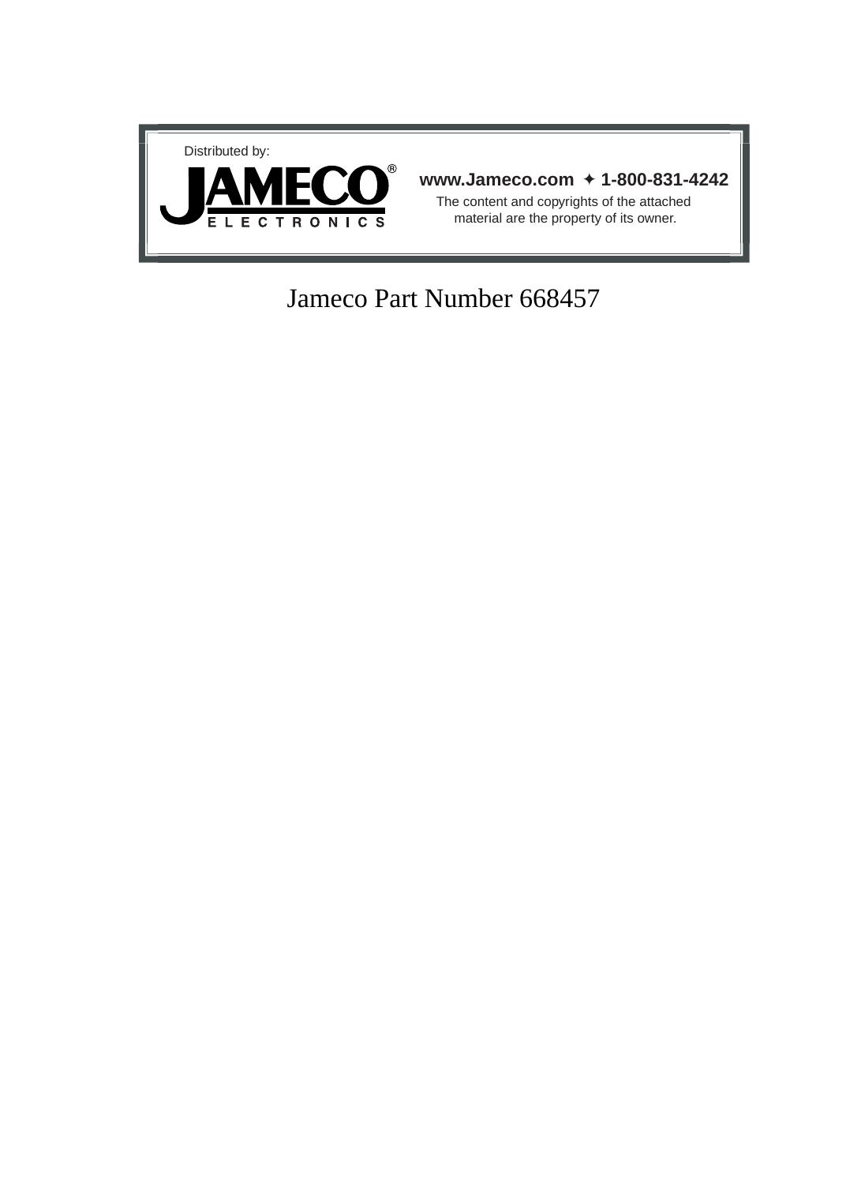Distributed by:

JAMECO®
ELECTRONICS

**www.Jameco.com ✦ 1-800-831-4242**

The content and copyrights of the attached material are the property of its owner.

Jameco Part Number 668457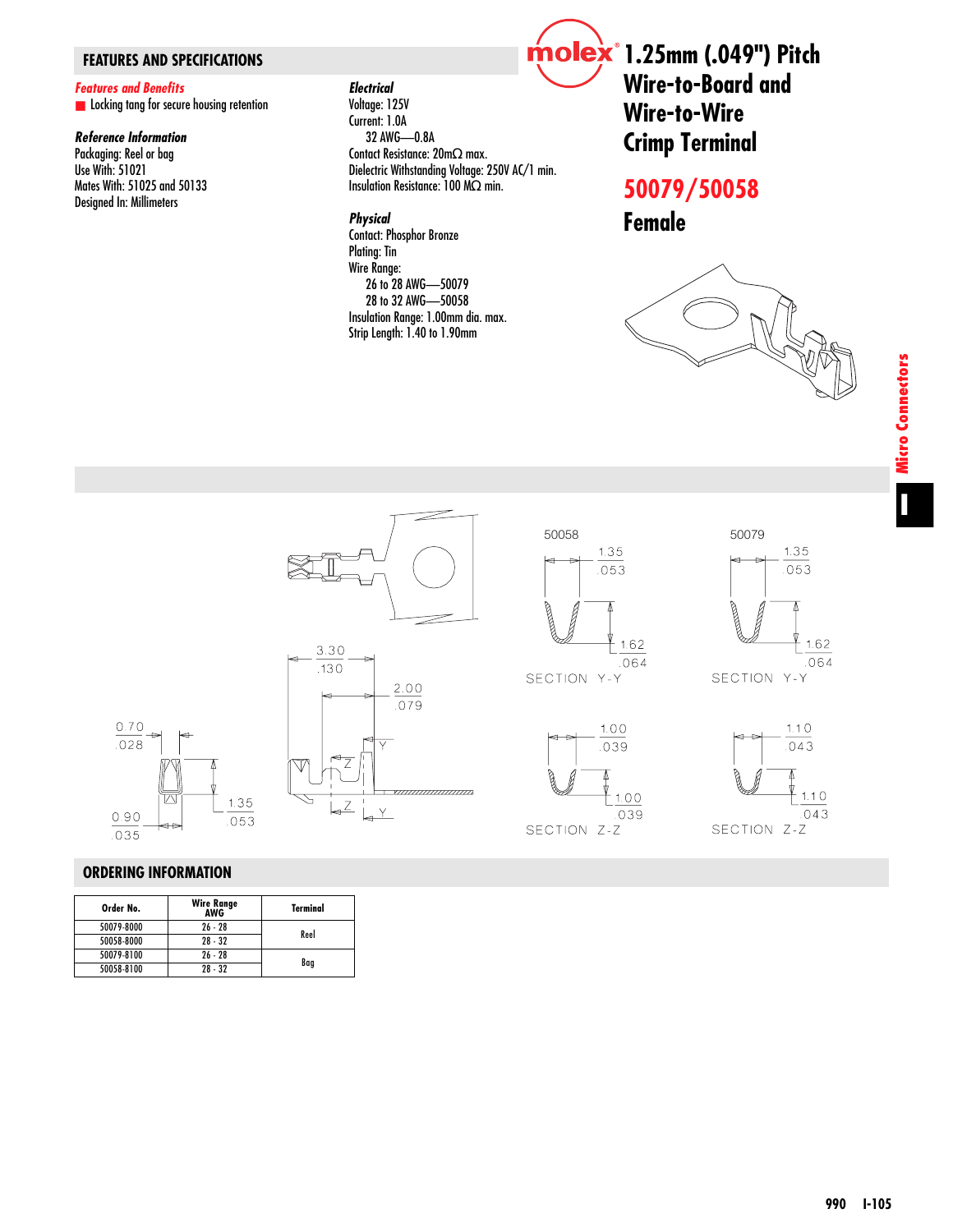# 1.25mm (.049") Pitch Wire-to-Board and Wire-to-Wire Crimp Terminal

## 50079/50058

## Female

## FEATURES AND SPECIFICATIONS

***Features and Benefits***

- Locking tang for secure housing retention

***Reference Information***

Packaging: Reel or bag
Use With: 51021
Mates With: 51025 and 50133
Designed In: Millimeters

***Electrical***

Voltage: 125V
Current: 1.0A
  32 AWG—0.8A
Contact Resistance: 20mΩ max.
Dielectric Withstanding Voltage: 250V AC/1 min.
Insulation Resistance: 100 MΩ min.

***Physical***

Contact: Phosphor Bronze
Plating: Tin
Wire Range:
  26 to 28 AWG—50079
  28 to 32 AWG—50058
Insulation Range: 1.00mm dia. max.
Strip Length: 1.40 to 1.90mm

## ORDERING INFORMATION

| Order No. | Wire Range AWG | Terminal |
|---|---|---|
| 50079-8000 | 26 - 28 | Reel |
| 50058-8000 | 28 - 32 | |
| 50079-8100 | 26 - 28 | Bag |
| 50058-8100 | 28 - 32 | |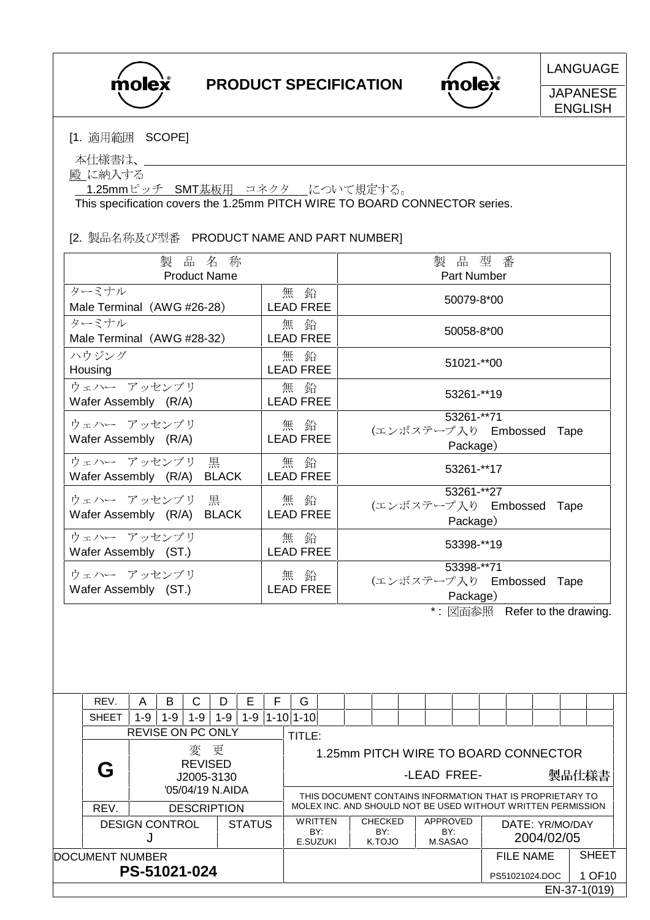LANGUAGE: JAPANESE / ENGLISH

# PRODUCT SPECIFICATION

## [1. 適用範囲　SCOPE]

本仕様書は、

殿 に納入する

1.25mmピッチ　SMT基板用　コネクタ　について規定する。

This specification covers the 1.25mm PITCH WIRE TO BOARD CONNECTOR series.

## [2. 製品名称及び型番　PRODUCT NAME AND PART NUMBER]

| 製品名称 Product Name | | 製品型番 Part Number |
|---|---|---|
| ターミナル Male Terminal（AWG #26-28） | 無鉛 LEAD FREE | 50079-8*00 |
| ターミナル Male Terminal（AWG #28-32） | 無鉛 LEAD FREE | 50058-8*00 |
| ハウジング Housing | 無鉛 LEAD FREE | 51021-**00 |
| ウェハー アッセンブリ Wafer Assembly (R/A) | 無鉛 LEAD FREE | 53261-**19 |
| ウェハー アッセンブリ Wafer Assembly (R/A) | 無鉛 LEAD FREE | 53261-**71 (エンボステープ入り Embossed Tape Package) |
| ウェハー アッセンブリ 黒 Wafer Assembly (R/A) BLACK | 無鉛 LEAD FREE | 53261-**17 |
| ウェハー アッセンブリ 黒 Wafer Assembly (R/A) BLACK | 無鉛 LEAD FREE | 53261-**27 (エンボステープ入り Embossed Tape Package) |
| ウェハー アッセンブリ Wafer Assembly (ST.) | 無鉛 LEAD FREE | 53398-**19 |
| ウェハー アッセンブリ Wafer Assembly (ST.) | 無鉛 LEAD FREE | 53398-**71 (エンボステープ入り Embossed Tape Package) |

*：図面参照　Refer to the drawing.

| REV. | A | B | C | D | E | F | G |
|---|---|---|---|---|---|---|---|
| SHEET | 1-9 | 1-9 | 1-9 | 1-9 | 1-9 | 1-10 | 1-10 |

REVISE ON PC ONLY

| REV. | DESCRIPTION |
|---|---|
| G | 変更 REVISED J2005-3130 '05/04/19 N.AIDA |

TITLE: 1.25mm PITCH WIRE TO BOARD CONNECTOR -LEAD FREE- 製品仕様書

THIS DOCUMENT CONTAINS INFORMATION THAT IS PROPRIETARY TO MOLEX INC. AND SHOULD NOT BE USED WITHOUT WRITTEN PERMISSION

| DESIGN CONTROL | STATUS | WRITTEN BY: | CHECKED BY: | APPROVED BY: | DATE: YR/MO/DAY |
|---|---|---|---|---|---|
| J | | E.SUZUKI | K.TOJO | M.SASAO | 2004/02/05 |

| DOCUMENT NUMBER | FILE NAME | SHEET |
|---|---|---|
| PS-51021-024 | PS51021024.DOC | 1 OF10 |

EN-37-1(019)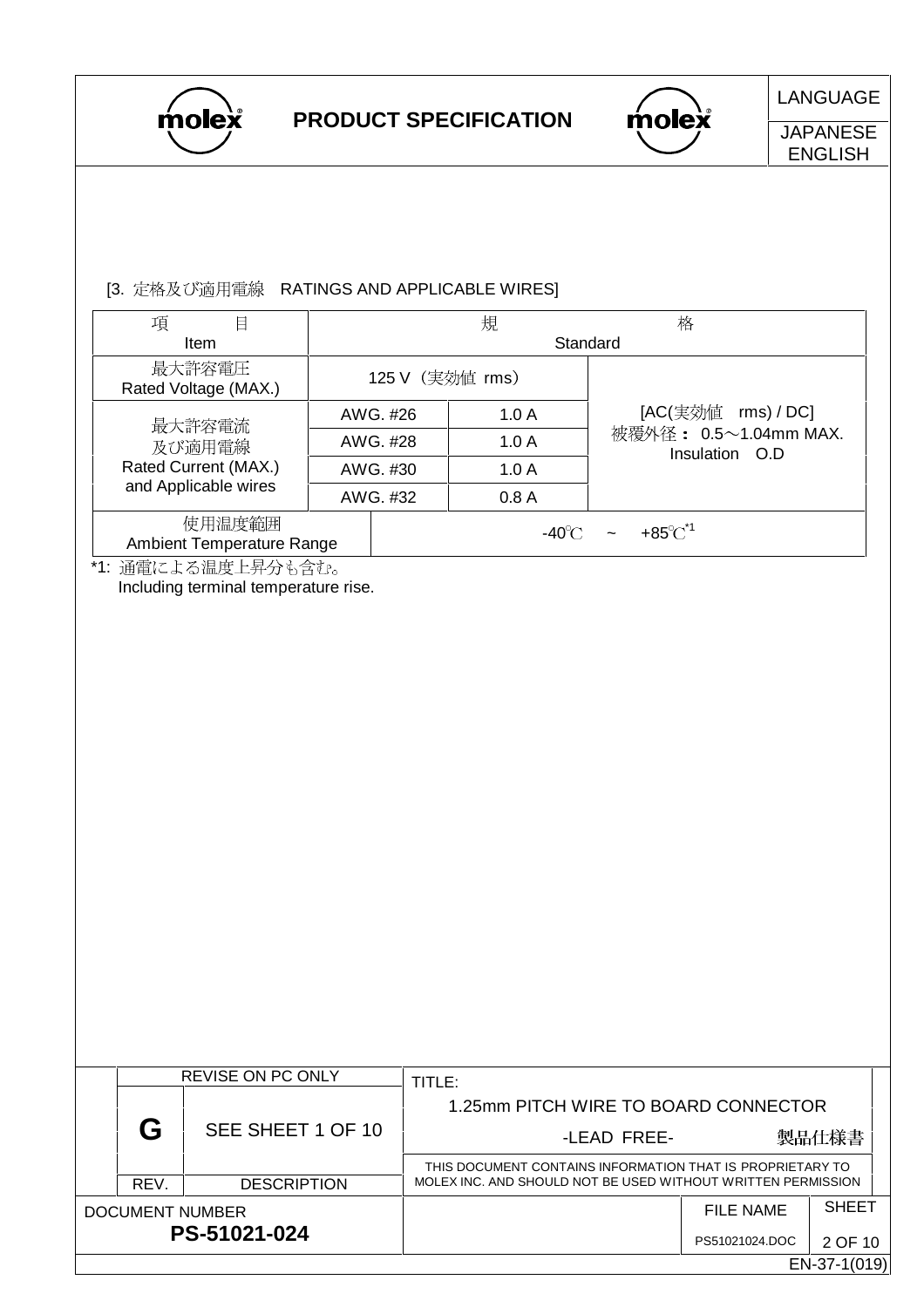[3. 定格及び適用電線　RATINGS AND APPLICABLE WIRES]

| 項　　目<br>Item | 規　　格<br>Standard | | |
|---|---|---|---|
| 最大許容電圧<br>Rated Voltage (MAX.) | 125 V（実効値 rms） | | [AC(実効値　rms) / DC]<br>被覆外径： 0.5～1.04mm MAX.<br>Insulation　O.D |
| 最大許容電流<br>及び適用電線<br>Rated Current (MAX.)<br>and Applicable wires | AWG. #26 | 1.0 A | |
| | AWG. #28 | 1.0 A | |
| | AWG. #30 | 1.0 A | |
| | AWG. #32 | 0.8 A | |
| 使用温度範囲<br>Ambient Temperature Range | -40℃　~　+85℃[*1] | | |

*1: 通電による温度上昇分も含む。
Including terminal temperature rise.

| | REVISE ON PC ONLY | TITLE: 1.25mm PITCH WIRE TO BOARD CONNECTOR -LEAD FREE- 製品仕様書 |
|---|---|---|
| G | SEE SHEET 1 OF 10 | THIS DOCUMENT CONTAINS INFORMATION THAT IS PROPRIETARY TO MOLEX INC. AND SHOULD NOT BE USED WITHOUT WRITTEN PERMISSION |
| REV. | DESCRIPTION | |

DOCUMENT NUMBER: PS-51021-024 | FILE NAME: PS51021024.DOC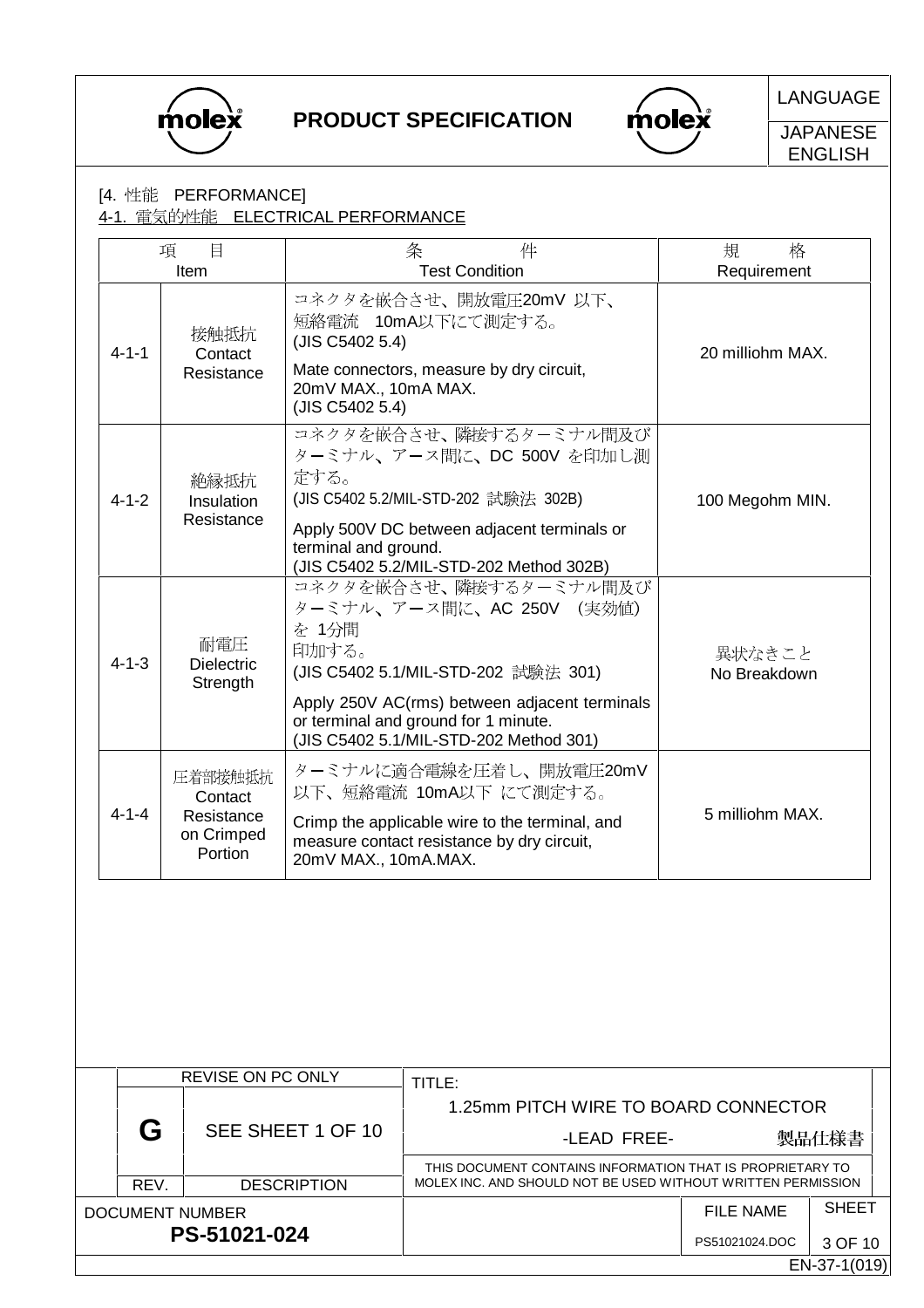[4. 性能　PERFORMANCE]

4-1. 電気的性能　ELECTRICAL PERFORMANCE

| 項　目 Item | | 条　件 Test Condition | 規　格 Requirement |
|---|---|---|---|
| 4-1-1 | 接触抵抗 Contact Resistance | コネクタを嵌合させ、開放電圧20mV 以下、短絡電流　10mA以下にて測定する。(JIS C5402 5.4)<br>Mate connectors, measure by dry circuit, 20mV MAX., 10mA MAX. (JIS C5402 5.4) | 20 milliohm MAX. |
| 4-1-2 | 絶縁抵抗 Insulation Resistance | コネクタを嵌合させ、隣接するターミナル間及びターミナル、アース間に、DC 500V を印加し測定する。(JIS C5402 5.2/MIL-STD-202 試験法 302B)<br>Apply 500V DC between adjacent terminals or terminal and ground. (JIS C5402 5.2/MIL-STD-202 Method 302B) | 100 Megohm MIN. |
| 4-1-3 | 耐電圧 Dielectric Strength | コネクタを嵌合させ、隣接するターミナル間及びターミナル、アース間に、AC 250V (実効値) を 1分間印加する。(JIS C5402 5.1/MIL-STD-202 試験法 301)<br>Apply 250V AC(rms) between adjacent terminals or terminal and ground for 1 minute. (JIS C5402 5.1/MIL-STD-202 Method 301) | 異状なきこと No Breakdown |
| 4-1-4 | 圧着部接触抵抗 Contact Resistance on Crimped Portion | ターミナルに適合電線を圧着し、開放電圧20mV 以下、短絡電流 10mA以下 にて測定する。<br>Crimp the applicable wire to the terminal, and measure contact resistance by dry circuit, 20mV MAX., 10mA.MAX. | 5 milliohm MAX. |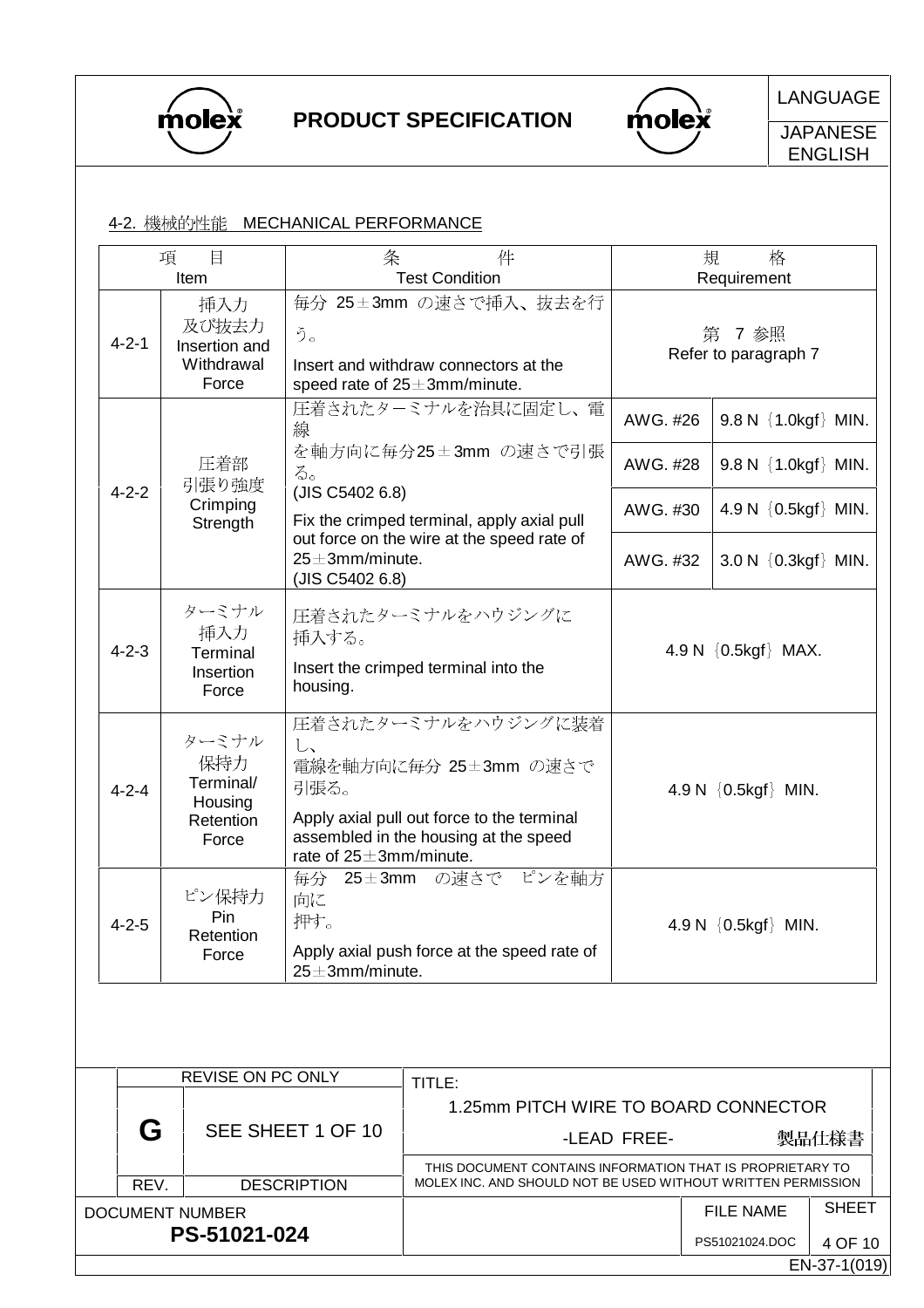## 4-2. 機械的性能　MECHANICAL PERFORMANCE

| 項　目 Item | | 条　件 Test Condition | 規　格 Requirement | |
|---|---|---|---|---|
| 4-2-1 | 挿入力及び抜去力 Insertion and Withdrawal Force | 毎分 25±3mm の速さで挿入、抜去を行う。<br>Insert and withdraw connectors at the speed rate of 25±3mm/minute. | 第 7 参照 Refer to paragraph 7 | |
| 4-2-2 | 圧着部引張り強度 Crimping Strength | 圧着されたターミナルを治具に固定し、電線を軸方向に毎分25±3mm の速さで引張る。(JIS C5402 6.8)<br>Fix the crimped terminal, apply axial pull out force on the wire at the speed rate of 25±3mm/minute. (JIS C5402 6.8) | AWG. #26 | 9.8 N {1.0kgf} MIN. |
| | | | AWG. #28 | 9.8 N {1.0kgf} MIN. |
| | | | AWG. #30 | 4.9 N {0.5kgf} MIN. |
| | | | AWG. #32 | 3.0 N {0.3kgf} MIN. |
| 4-2-3 | ターミナル挿入力 Terminal Insertion Force | 圧着されたターミナルをハウジングに挿入する。<br>Insert the crimped terminal into the housing. | 4.9 N {0.5kgf} MAX. | |
| 4-2-4 | ターミナル保持力 Terminal/ Housing Retention Force | 圧着されたターミナルをハウジングに装着し、電線を軸方向に毎分 25±3mm の速さで引張る。<br>Apply axial pull out force to the terminal assembled in the housing at the speed rate of 25±3mm/minute. | 4.9 N {0.5kgf} MIN. | |
| 4-2-5 | ピン保持力 Pin Retention Force | 毎分 25±3mm の速さで ピンを軸方向に押す。<br>Apply axial push force at the speed rate of 25±3mm/minute. | 4.9 N {0.5kgf} MIN. | |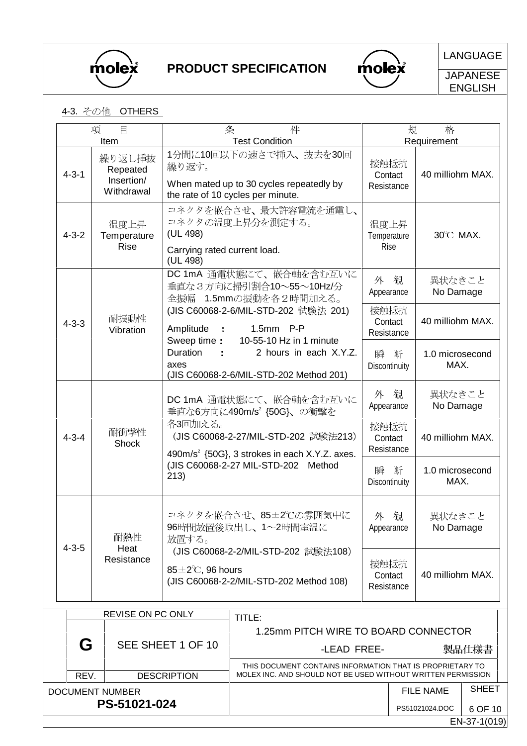### 4-3. その他　OTHERS

| | 項　目 Item | 条　件 Test Condition | 規　格 Requirement | |
|---|---|---|---|---|
| 4-3-1 | 繰り返し挿抜 Repeated Insertion/ Withdrawal | 1分間に10回以下の速さで挿入、抜去を30回繰り返す。 When mated up to 30 cycles repeatedly by the rate of 10 cycles per minute. | 接触抵抗 Contact Resistance | 40 milliohm MAX. |
| 4-3-2 | 温度上昇 Temperature Rise | コネクタを嵌合させ、最大許容電流を通電し、コネクタの温度上昇分を測定する。 (UL 498) Carrying rated current load. (UL 498) | 温度上昇 Temperature Rise | 30℃ MAX. |
| 4-3-3 | 耐振動性 Vibration | DC 1mA 通電状態にて、嵌合軸を含む互いに垂直な３方向に掃引割合10～55～10Hz/分 全振幅　1.5mmの振動を各２時間加える。 (JIS C60068-2-6/MIL-STD-202 試験法 201) Amplitude ： 1.5mm P-P Sweep time： 10-55-10 Hz in 1 minute Duration ： 2 hours in each X.Y.Z. axes (JIS C60068-2-6/MIL-STD-202 Method 201) | 外　観 Appearance | 異状なきこと No Damage |
| | | | 接触抵抗 Contact Resistance | 40 milliohm MAX. |
| | | | 瞬　断 Discontinuity | 1.0 microsecond MAX. |
| 4-3-4 | 耐衝撃性 Shock | DC 1mA 通電状態にて、嵌合軸を含む互いに垂直な6方向に490m/s² {50G}、の衝撃を各3回加える。 （JIS C60068-2-27/MIL-STD-202 試験法213） 490m/s² {50G}, 3 strokes in each X.Y.Z. axes. (JIS C60068-2-27 MIL-STD-202 Method 213) | 外　観 Appearance | 異状なきこと No Damage |
| | | | 接触抵抗 Contact Resistance | 40 milliohm MAX. |
| | | | 瞬　断 Discontinuity | 1.0 microsecond MAX. |
| 4-3-5 | 耐熱性 Heat Resistance | コネクタを嵌合させ、85±2℃の雰囲気中に96時間放置後取出し、1～2時間室温に放置する。 （JIS C60068-2-2/MIL-STD-202 試験法108） 85±2℃, 96 hours (JIS C60068-2-2/MIL-STD-202 Method 108) | 外　観 Appearance | 異状なきこと No Damage |
| | | | 接触抵抗 Contact Resistance | 40 milliohm MAX. |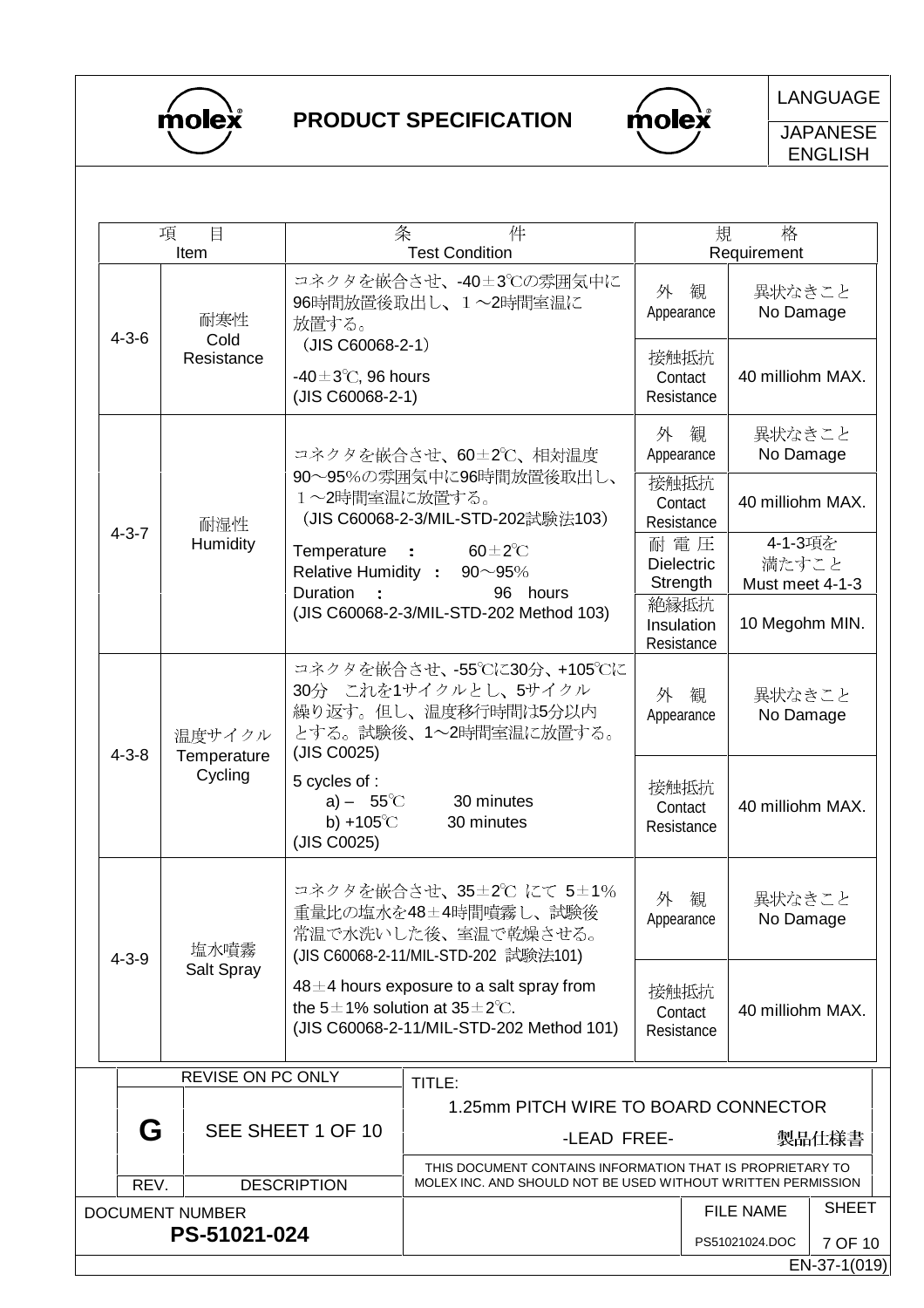| 項目 Item | | 条件 Test Condition | 規格 Requirement | |
|---|---|---|---|---|
| 4-3-6 | 耐寒性 Cold Resistance | コネクタを嵌合させ、-40±3℃の雰囲気中に96時間放置後取出し、１～2時間室温に放置する。（JIS C60068-2-1）<br>-40±3℃, 96 hours (JIS C60068-2-1) | 外観 Appearance | 異状なきこと No Damage |
| | | | 接触抵抗 Contact Resistance | 40 milliohm MAX. |
| 4-3-7 | 耐湿性 Humidity | コネクタを嵌合させ、60±2℃、相対湿度90～95%の雰囲気中に96時間放置後取出し、１～2時間室温に放置する。（JIS C60068-2-3/MIL-STD-202試験法103）<br>Temperature : 60±2℃<br>Relative Humidity : 90～95%<br>Duration : 96 hours<br>(JIS C60068-2-3/MIL-STD-202 Method 103) | 外観 Appearance | 異状なきこと No Damage |
| | | | 接触抵抗 Contact Resistance | 40 milliohm MAX. |
| | | | 耐電圧 Dielectric Strength | 4-1-3項を満たすこと Must meet 4-1-3 |
| | | | 絶縁抵抗 Insulation Resistance | 10 Megohm MIN. |
| 4-3-8 | 温度サイクル Temperature Cycling | コネクタを嵌合させ、-55℃に30分、+105℃に30分 これを1サイクルとし、5サイクル繰り返す。但し、温度移行時間は5分以内とする。試験後、1～2時間室温に放置する。(JIS C0025)<br>5 cycles of :<br>a) – 55℃ 30 minutes<br>b) +105℃ 30 minutes<br>(JIS C0025) | 外観 Appearance | 異状なきこと No Damage |
| | | | 接触抵抗 Contact Resistance | 40 milliohm MAX. |
| 4-3-9 | 塩水噴霧 Salt Spray | コネクタを嵌合させ、35±2℃ にて 5±1%重量比の塩水を48±4時間噴霧し、試験後常温で水洗いした後、室温で乾燥させる。(JIS C60068-2-11/MIL-STD-202 試験法101)<br>48±4 hours exposure to a salt spray from the 5±1% solution at 35±2℃.<br>(JIS C60068-2-11/MIL-STD-202 Method 101) | 外観 Appearance | 異状なきこと No Damage |
| | | | 接触抵抗 Contact Resistance | 40 milliohm MAX. |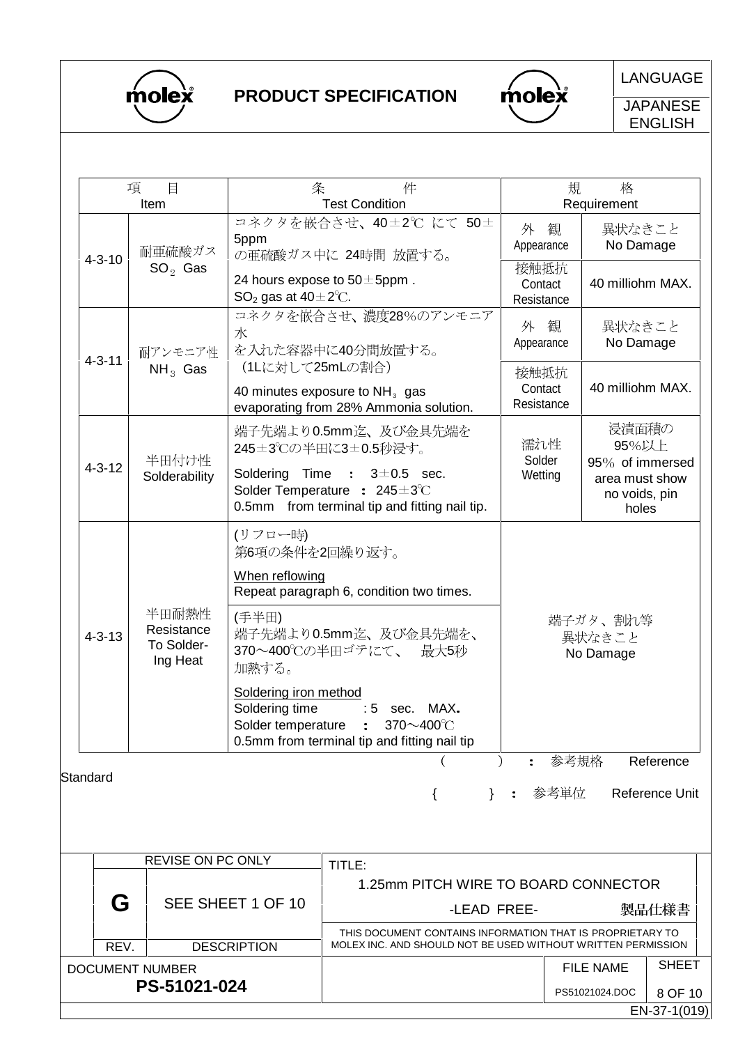| 項　目 Item | | 条　件 Test Condition | 規　格 Requirement | |
|---|---|---|---|---|
| 4-3-10 | 耐亜硫酸ガス $SO_2$ Gas | コネクタを嵌合させ、40±2℃ にて 50±5ppm の亜硫酸ガス中に 24時間 放置する。<br>24 hours expose to 50±5ppm . $SO_2$ gas at 40±2℃. | 外 観 Appearance | 異状なきこと No Damage |
| | | | 接触抵抗 Contact Resistance | 40 milliohm MAX. |
| 4-3-11 | 耐アンモニア性 $NH_3$ Gas | コネクタを嵌合させ、濃度28%のアンモニア水を入れた容器中に40分間放置する。（1Lに対して25mLの割合）<br>40 minutes exposure to $NH_3$ gas evaporating from 28% Ammonia solution. | 外 観 Appearance | 異状なきこと No Damage |
| | | | 接触抵抗 Contact Resistance | 40 milliohm MAX. |
| 4-3-12 | 半田付け性 Solderability | 端子先端より0.5mm迄、及び金具先端を245±3℃の半田に3±0.5秒浸す。<br>Soldering Time ： 3±0.5 sec.<br>Solder Temperature ： 245±3℃<br>0.5mm from terminal tip and fitting nail tip. | 濡れ性 Solder Wetting | 浸漬面積の95%以上<br>95% of immersed area must show no voids, pin holes |
| 4-3-13 | 半田耐熱性 Resistance To Solder-Ing Heat | (リフロー時)<br>第6項の条件を2回繰り返す。<br>When reflowing<br>Repeat paragraph 6, condition two times.<br>(手半田)<br>端子先端より0.5mm迄、及び金具先端を、370～400℃の半田ゴテにて、 最大5秒加熱する。<br>Soldering iron method<br>Soldering time : 5 sec. MAX.<br>Solder temperature ： 370～400℃<br>0.5mm from terminal tip and fitting nail tip | 端子ガタ、割れ等異状なきこと No Damage | |

Standard

（　　）：参考規格　Reference

｛　　｝：参考単位　Reference Unit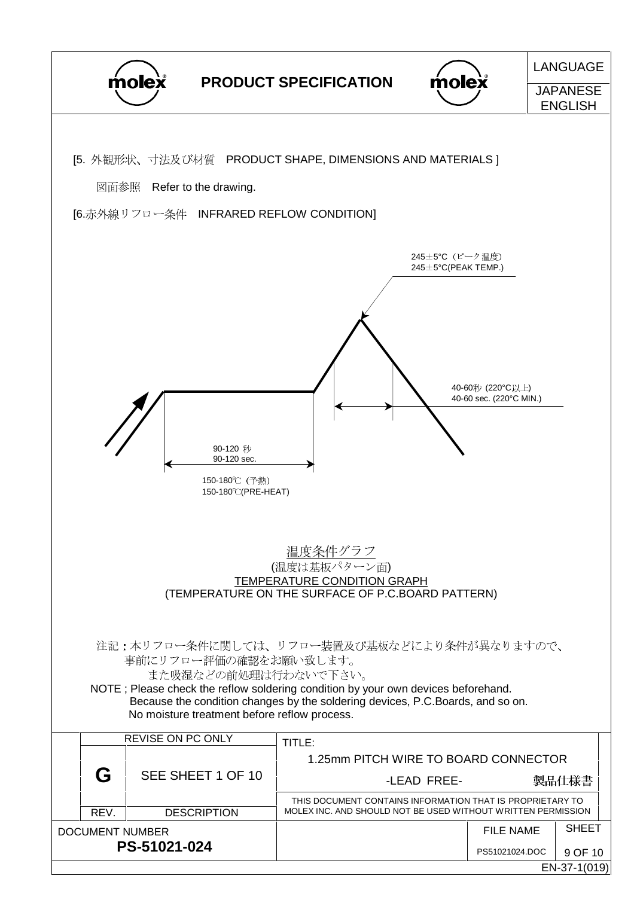[5. 外観形状、寸法及び材質　PRODUCT SHAPE, DIMENSIONS AND MATERIALS ]

図面参照　Refer to the drawing.

[6.赤外線リフロー条件　INFRARED REFLOW CONDITION]

245±5°C（ピーク温度）
245±5°C(PEAK TEMP.)

40-60秒 (220°C以上)
40-60 sec. (220°C MIN.)

90-120 秒
90-120 sec.

150-180℃（予熱）
150-180℃(PRE-HEAT)

温度条件グラフ
(温度は基板パターン面)
TEMPERATURE CONDITION GRAPH
(TEMPERATURE ON THE SURFACE OF P.C.BOARD PATTERN)

注記：本リフロー条件に関しては、リフロー装置及び基板などにより条件が異なりますので、事前にリフロー評価の確認をお願い致します。
また吸湿などの前処理は行わないで下さい。

NOTE ; Please check the reflow soldering condition by your own devices beforehand.
Because the condition changes by the soldering devices, P.C.Boards, and so on.
No moisture treatment before reflow process.

| REVISE ON PC ONLY | | TITLE: 1.25mm PITCH WIRE TO BOARD CONNECTOR -LEAD FREE- 製品仕様書 |
|---|---|---|
| G | SEE SHEET 1 OF 10 | THIS DOCUMENT CONTAINS INFORMATION THAT IS PROPRIETARY TO MOLEX INC. AND SHOULD NOT BE USED WITHOUT WRITTEN PERMISSION |
| REV. | DESCRIPTION | |

| DOCUMENT NUMBER | FILE NAME | SHEET |
|---|---|---|
| PS-51021-024 | PS51021024.DOC | 9 OF 10 |

EN-37-1(019)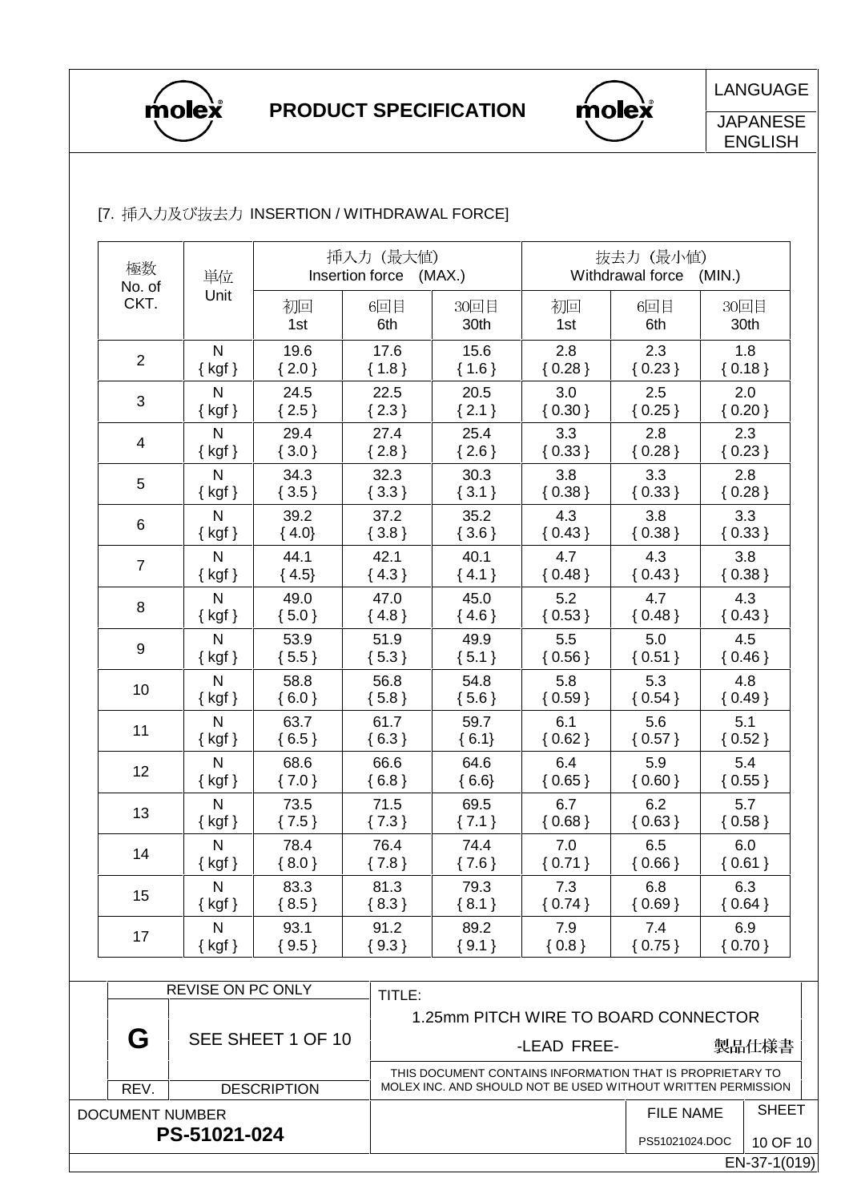[7. 挿入力及び抜去力 INSERTION / WITHDRAWAL FORCE]

| 極数 No. of CKT. | 単位 Unit | 挿入力（最大値） Insertion force (MAX.) | | | 抜去力（最小値） Withdrawal force (MIN.) | | |
|---|---|---|---|---|---|---|---|
| | | 初回 1st | 6回目 6th | 30回目 30th | 初回 1st | 6回目 6th | 30回目 30th |
| 2 | N { kgf } | 19.6 { 2.0 } | 17.6 { 1.8 } | 15.6 { 1.6 } | 2.8 { 0.28 } | 2.3 { 0.23 } | 1.8 { 0.18 } |
| 3 | N { kgf } | 24.5 { 2.5 } | 22.5 { 2.3 } | 20.5 { 2.1 } | 3.0 { 0.30 } | 2.5 { 0.25 } | 2.0 { 0.20 } |
| 4 | N { kgf } | 29.4 { 3.0 } | 27.4 { 2.8 } | 25.4 { 2.6 } | 3.3 { 0.33 } | 2.8 { 0.28 } | 2.3 { 0.23 } |
| 5 | N { kgf } | 34.3 { 3.5 } | 32.3 { 3.3 } | 30.3 { 3.1 } | 3.8 { 0.38 } | 3.3 { 0.33 } | 2.8 { 0.28 } |
| 6 | N { kgf } | 39.2 { 4.0} | 37.2 { 3.8 } | 35.2 { 3.6 } | 4.3 { 0.43 } | 3.8 { 0.38 } | 3.3 { 0.33 } |
| 7 | N { kgf } | 44.1 { 4.5} | 42.1 { 4.3 } | 40.1 { 4.1 } | 4.7 { 0.48 } | 4.3 { 0.43 } | 3.8 { 0.38 } |
| 8 | N { kgf } | 49.0 { 5.0 } | 47.0 { 4.8 } | 45.0 { 4.6 } | 5.2 { 0.53 } | 4.7 { 0.48 } | 4.3 { 0.43 } |
| 9 | N { kgf } | 53.9 { 5.5 } | 51.9 { 5.3 } | 49.9 { 5.1 } | 5.5 { 0.56 } | 5.0 { 0.51 } | 4.5 { 0.46 } |
| 10 | N { kgf } | 58.8 { 6.0 } | 56.8 { 5.8 } | 54.8 { 5.6 } | 5.8 { 0.59 } | 5.3 { 0.54 } | 4.8 { 0.49 } |
| 11 | N { kgf } | 63.7 { 6.5 } | 61.7 { 6.3 } | 59.7 { 6.1} | 6.1 { 0.62 } | 5.6 { 0.57 } | 5.1 { 0.52 } |
| 12 | N { kgf } | 68.6 { 7.0 } | 66.6 { 6.8 } | 64.6 { 6.6} | 6.4 { 0.65 } | 5.9 { 0.60 } | 5.4 { 0.55 } |
| 13 | N { kgf } | 73.5 { 7.5 } | 71.5 { 7.3 } | 69.5 { 7.1 } | 6.7 { 0.68 } | 6.2 { 0.63 } | 5.7 { 0.58 } |
| 14 | N { kgf } | 78.4 { 8.0 } | 76.4 { 7.8 } | 74.4 { 7.6 } | 7.0 { 0.71 } | 6.5 { 0.66 } | 6.0 { 0.61 } |
| 15 | N { kgf } | 83.3 { 8.5 } | 81.3 { 8.3 } | 79.3 { 8.1 } | 7.3 { 0.74 } | 6.8 { 0.69 } | 6.3 { 0.64 } |
| 17 | N { kgf } | 93.1 { 9.5 } | 91.2 { 9.3 } | 89.2 { 9.1 } | 7.9 { 0.8 } | 7.4 { 0.75 } | 6.9 { 0.70 } |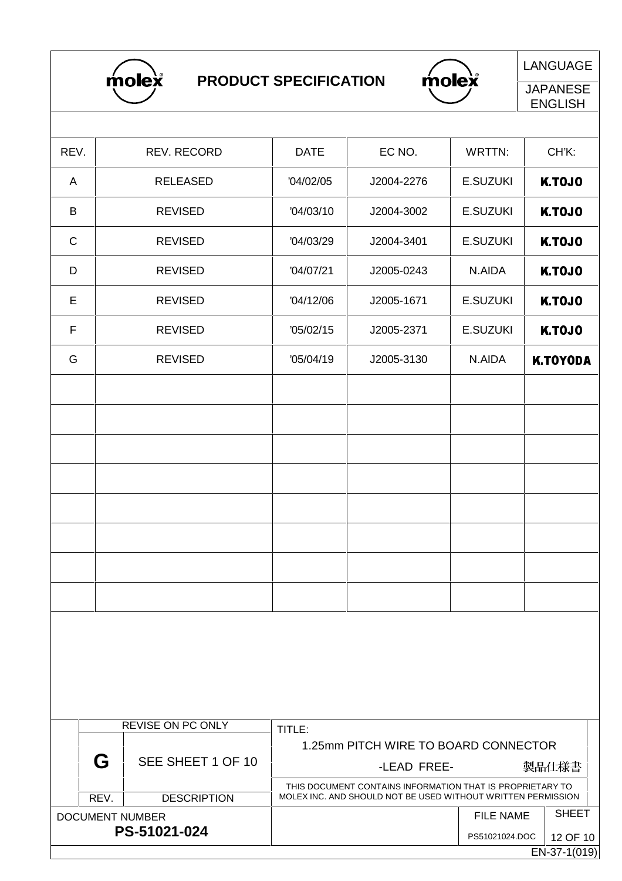molex **PRODUCT SPECIFICATION** molex

LANGUAGE: JAPANESE ENGLISH

| REV. | REV. RECORD | DATE | EC NO. | WRTTN: | CH'K: |
|---|---|---|---|---|---|
| A | RELEASED | '04/02/05 | J2004-2276 | E.SUZUKI | K.TOJO |
| B | REVISED | '04/03/10 | J2004-3002 | E.SUZUKI | K.TOJO |
| C | REVISED | '04/03/29 | J2004-3401 | E.SUZUKI | K.TOJO |
| D | REVISED | '04/07/21 | J2005-0243 | N.AIDA | K.TOJO |
| E | REVISED | '04/12/06 | J2005-1671 | E.SUZUKI | K.TOJO |
| F | REVISED | '05/02/15 | J2005-2371 | E.SUZUKI | K.TOJO |
| G | REVISED | '05/04/19 | J2005-3130 | N.AIDA | K.TOYODA |
| | | | | | |
| | | | | | |
| | | | | | |
| | | | | | |
| | | | | | |
| | | | | | |
| | | | | | |
| | | | | | |

| REVISE ON PC ONLY | | TITLE: |
|---|---|---|
| **G** | SEE SHEET 1 OF 10 | 1.25mm PITCH WIRE TO BOARD CONNECTOR -LEAD FREE- 製品仕様書 |
| REV. | DESCRIPTION | THIS DOCUMENT CONTAINS INFORMATION THAT IS PROPRIETARY TO MOLEX INC. AND SHOULD NOT BE USED WITHOUT WRITTEN PERMISSION |

| DOCUMENT NUMBER | FILE NAME | SHEET |
|---|---|---|
| **PS-51021-024** | PS51021024.DOC | 12 OF 10 |

EN-37-1(019)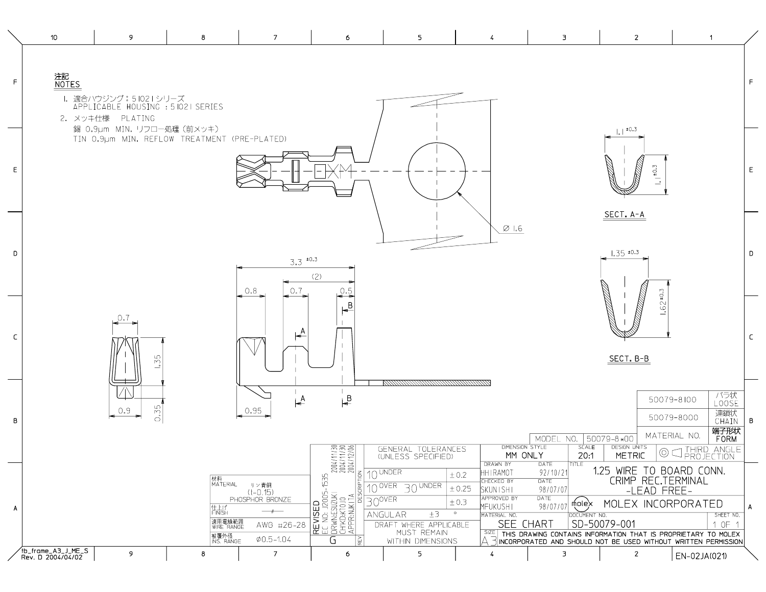注記
NOTES

1. 適合ハウジング：51021シリーズ
   APPLICABLE HOUSING : 51021 SERIES
2. メッキ仕様　PLATING
   錫 0.9μm MIN. リフロー処理（前メッキ）
   TIN 0.9μm MIN. REFLOW TREATMENT (PRE-PLATED)

Ø 1.6

SECT. A-A

1.1 ±0.3

1.1 ±0.3

SECT. B-B

1.35 ±0.3

1.62±0.3

3.3 ±0.3

(2)

0.8　0.7　0.5

0.95

0.7

1.35

0.9

0.35

| | | |
|---|---|---|
| 50079-8100 | バラ状 LOOSE | |
| 50079-8000 | 連鎖状 CHAIN | |
| MATERIAL NO. | 端子形状 FORM | |

MODEL NO. 50079-8*00

| | |
|---|---|
| 材料 MATERIAL | リン青銅 (t=0.15) PHOSPHOR BRONZE |
| 仕上げ FINISH | —#— |
| 適用電線範囲 WIRE RANGE | AWG #26-28 |
| 被覆外径 INS. RANGE | Ø0.5-1.04 |

REVISED G
EC NO: J2005-1535 2004/11/30
DRWN:ESUZUKI 2004/11/30
CHKD:KTOJO 2004/12/06
APPR:NJKITA

GENERAL TOLERANCES (UNLESS SPECIFIED)

| | |
|---|---|
| 10 UNDER | ±0.2 |
| 10 OVER 30 UNDER | ±0.25 |
| 30 OVER | ±0.3 |
| ANGULAR | ±3 ° |

DRAFT WHERE APPLICABLE MUST REMAIN WITHIN DIMENSIONS

DIMENSION STYLE: MM ONLY
SCALE: 20:1
DESIGN UNITS: METRIC
THIRD ANGLE PROJECTION

| | |
|---|---|
| DRAWN BY: HHIRAMOT | DATE: 92/10/21 |
| CHECKED BY: SKUNISHI | DATE: 98/07/07 |
| APPROVED BY: MFUKUSHI | DATE: 98/07/07 |

TITLE: 1.25 WIRE TO BOARD CONN. CRIMP REC.TERMINAL -LEAD FREE-

MOLEX INCORPORATED

MATERIAL NO.: SEE CHART
DOCUMENT NO.: SD-50079-001
SHEET NO.: 1 OF 1

SIZE A3

THIS DRAWING CONTAINS INFORMATION THAT IS PROPRIETARY TO MOLEX INCORPORATED AND SHOULD NOT BE USED WITHOUT WRITTEN PERMISSION

tb_frame_A3_J_ME_S Rev. D 2004/04/02

EN-02JA(021)